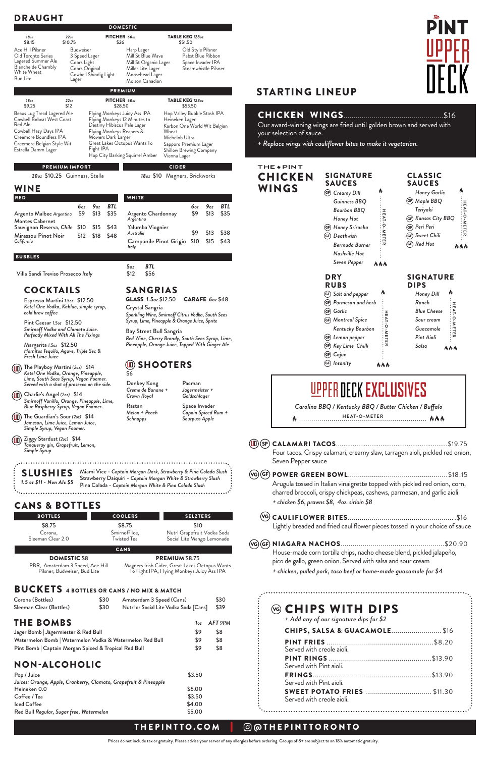# DRAUGHT

## DOMESTIC

| 18oz | 22oz | PITCHER 60oz | TABLE KEG 128oz |
|---|---|---|---|
| $8.15 | $10.75 | $26 | $51.50 |

Ace Hill Pilsner, Old Toronto Series Lagered Summer Ale, Blanche de Chambly White Wheat, Bud Lite, Budweiser, 3 Speed Lager, Coors Light, Coors Original, Cowbell Shindig Light Lager, Harp Lager, Mill St Blue Wave, Mill St Organic Lager, Miller Lite Lager, Moosehead Lager, Molson Canadian, Old Style Pilsner, Pabst Blue Ribbon, Space Invader IPA, Steamwhistle Pilsner

## PREMIUM

| 18oz | 22oz | PITCHER 60oz | TABLE KEG 128oz |
|---|---|---|---|
| $9.25 | $12 | $28.50 | $53.50 |

Beaus Lug Tread Lagered Ale, Cowbell Bobcat West Coast Red Ale, Cowbell Hazy Days IPA, Creemore Boundless IPA, Creemore Belgian Style Wit, Estrella Damm Lager, Flying Monkeys Juicy Ass IPA, Flying Monkeys 12 Minutes to Destiny Hibiscus Pale Lager, Flying Monkeys Reapers & Mowers Dark Lager, Great Lakes Octopus Wants To Fight IPA, Hop City Barking Squirrel Amber, Hop Valley Bubble Stash IPA, Heineken Lager, Karbon One World Wit Belgian Wheat, Michelob Ultra, Sapporo Premium Lager, Shillow Brewing Company Vienna Lager

## PREMIUM IMPORT

*20oz* $10.25 Guinness, Stella

## CIDER

*18oz* $10 Magners, Brickworks

# WINE

## RED

| | 6oz | 9oz | BTL |
|---|---|---|---|
| Argento Malbec *Argentina* | $9 | $13 | $35 |
| Montes Cabernet Sauvignon Reserva, *Chile* | $10 | $15 | $43 |
| Mirassou Pinot Noir *California* | $12 | $18 | $48 |

## WHITE

| | 6oz | 9oz | BTL |
|---|---|---|---|
| Argento Chardonnay *Argentina* | $9 | $13 | $35 |
| Yalumba Viognier *Australia* | $9 | $13 | $38 |
| Campanile Pinot Grigio *Italy* | $10 | $15 | $43 |

## BUBBLES

| | 5oz | BTL |
|---|---|---|
| Villa Sandi Treviso Prosecco *Italy* | $12 | $56 |

# COCKTAILS

Espresso Martini *1.5oz* $12.50
*Ketel One Vodka, Kahlua, simple syrup, cold brew coffee*

Pint Caesar *1.5oz* $12.50
*Smirnoff Vodka and Clamato Juice. Perfectly Mixed With All The Fixings*

Margarita *1.5oz* $12.50
*Hornitos Tequila, Agave, Triple Sec & Fresh Lime Juice*

(UD) The Playboy Martini *(2oz)* $14
*Ketel One Vodka, Orange, Pineapple, Lime, South Seas Syrup, Vegan Foamer. Served with a shot of prosecco on the side.*

(UD) Charlie's Angel *(2oz)* $14
*Smirnoff Vanilla, Orange, Pineapple, Lime, Blue Raspberry Syrup, Vegan Foamer.*

(UD) The Guardian's Sour *(2oz)* $14
*Jameson, Lime Juice, Lemon Juice, Simple Syrup, Vegan Foamer.*

(UD) Ziggy Stardust *(2oz)* $14
*Tanqueray gin, Grapefruit, Lemon, Simple Syrup*

# SANGRIAS

**GLASS** *1.5oz* $12.50 **CARAFE** *60z* $48

Crystal Sangria
*Sparkling Wine, Smirnoff Citrus Vodka, South Seas Syrup, Lime, Pineapple & Orange Juice, Sprite*

Bay Street Bull Sangria
*Red Wine, Cherry Brandy, South Seas Syrup, Lime, Pineapple, Orange Juice, Topped With Ginger Ale*

# (UD) SHOOTERS

$6

Donkey Kong
*Creme de Banane + Crown Royal*

Pacman
*Jagermeister + Goldschlager*

Rastan
*Melon + Peach Schnapps*

Space Invader
*Capain Spiced Rum + Sourpuss Apple*

# SLUSHIES

*1.5 oz $11 - Non Alc $5*

Miami Vice - *Captain Morgan Dark, Strawberry & Pina Colada Slush*
Strawberry Daiquiri - *Captain Morgan White & Strawberry Slush*
Pina Colada - *Captain Morgan White & Pina Colada Slush*

# CANS & BOTTLES

| BOTTLES | COOLERS | SELTZERS |
|---|---|---|
| $8.75 | $8.75 | $10 |
| Corona, Sleeman Clear 2.0 | Smirnoff Ice, Twisted Tea | Nutrl Grapefruit Vodka Soda, Social Lite Mango Lemonade |

## CANS

**DOMESTIC** $8
PBR, Amsterdam 3 Speed, Ace Hill Pilsner, Budweiser, Bud Lite

**PREMIUM** $8.75
Magners Irish Cider, Great Lakes Octopus Wants To Fight IPA, Flying Monkeys Juicy Ass IPA

# BUCKETS 4 BOTTLES OR CANS / NO MIX & MATCH

| | | | |
|---|---|---|---|
| Corona (Bottles) | $30 | Amsterdam 3 Speed (Cans) | $30 |
| Sleeman Clear (Bottles) | $30 | Nutrl or Social Lite Vodka Soda [Cans] | $39 |

# THE BOMBS

| | 1oz | AFT 9PM |
|---|---|---|
| Jager Bomb \| Jägermeister & Red Bull | $9 | $8 |
| Watermelon Bomb \| Watermelon Vodka & Watermelon Red Bull | $9 | $8 |
| Pint Bomb \| Captain Morgan Spiced & Tropical Red Bull | $9 | $8 |

# NON-ALCOHOLIC

| | |
|---|---|
| Pop / Juice<br>*Juices: Orange, Apple, Cranberry, Clamato, Grapefruit & Pineapple* | $3.50 |
| Heineken 0.0 | $6.00 |
| Coffee / Tea | $3.50 |
| Iced Coffee | $4.00 |
| Red Bull *Regular, Sugar free, Watermelon* | $5.00 |

# The PINT UPPER DECK

# STARTING LINEUP

## CHICKEN WINGS ........ $16

Our award-winning wings are fried until golden brown and served with your selection of sauce.

*+ Replace wings with cauliflower bites to make it vegetarian.*

## THE PINT CHICKEN WINGS

### SIGNATURE SAUCES

(GF) *Creamy Dill*
*Guinness BBQ*
*Bourbon BBQ*
*Honey Hot*
(GF) *Honey Sriracha*
(GF) *Deathwish*
*Bermuda Burner*
*Nashville Hot*
*Seven Pepper*

### CLASSIC SAUCES

*Honey Garlic*
(GF) *Maple BBQ*
*Teriyaki*
(GF) *Kansas City BBQ*
(GF) *Peri Peri*
(GF) *Sweet Chili*
(GF) *Red Hot*

### DRY RUBS

(GF) *Salt and pepper*
(GF) *Parmesan and herb*
(GF) *Garlic*
(GF) *Montreal Spice*
*Kentucky Bourbon*
(GF) *Lemon pepper*
(GF) *Key Lime Chilli*
(GF) *Cajun*
(GF) *Insanity*

### SIGNATURE DIPS

*Honey Dill*
*Ranch*
*Blue Cheese*
*Sour cream*
*Guacamole*
*Pint Aioli*
*Salsa*

## UPPER DECK EXCLUSIVES

*Carolina BBQ / Kentucky BBQ / Butter Chicken / Buffalo*

HEAT-O-METER

(UD) (SP) **CALAMARI TACOS** ........ $19.75
Four tacos. Crispy calamari, creamy slaw, tarragon aioli, pickled red onion, Seven Pepper sauce

(VG) (GF) **POWER GREEN BOWL** ........ $18.15
Arugula tossed in Italian vinaigrette topped with pickled red onion, corn, charred broccoli, crispy chickpeas, cashews, parmesan, and garlic aioli
*+ chicken $6, prawns $8, 4oz. sirloin $8*

(VG) **CAULIFLOWER BITES** ........ $16
Lightly breaded and fried cauliflower pieces tossed in your choice of sauce

(VG) (GF) **NIAGARA NACHOS** ........ $20.90
House-made corn tortilla chips, nacho cheese blend, pickled jalapeño, pico de gallo, green onion. Served with salsa and sour cream
*+ chicken, pulled pork, taco beef or home-made guacamole for $4*

## (VG) CHIPS WITH DIPS

*+ Add any of our signature dips for $2*

**CHIPS, SALSA & GUACAMOLE** ........ $16

**PINT FRIES** ........ $8.20
Served with creole aioli.

**PINT RINGS** ........ $13.90
Served with Pint aioli.

**FRINGS** ........ $13.90
Served with Pint aioli.

**SWEET POTATO FRIES** ........ $11.30
Served with creole aioli.

THEPINTTO.COM | @THEPINTTORONTO

Prices do not include tax or gratuity. Please advise your server of any allergies before ordering. Groups of 8+ are subject to an 18% automatic gratuity.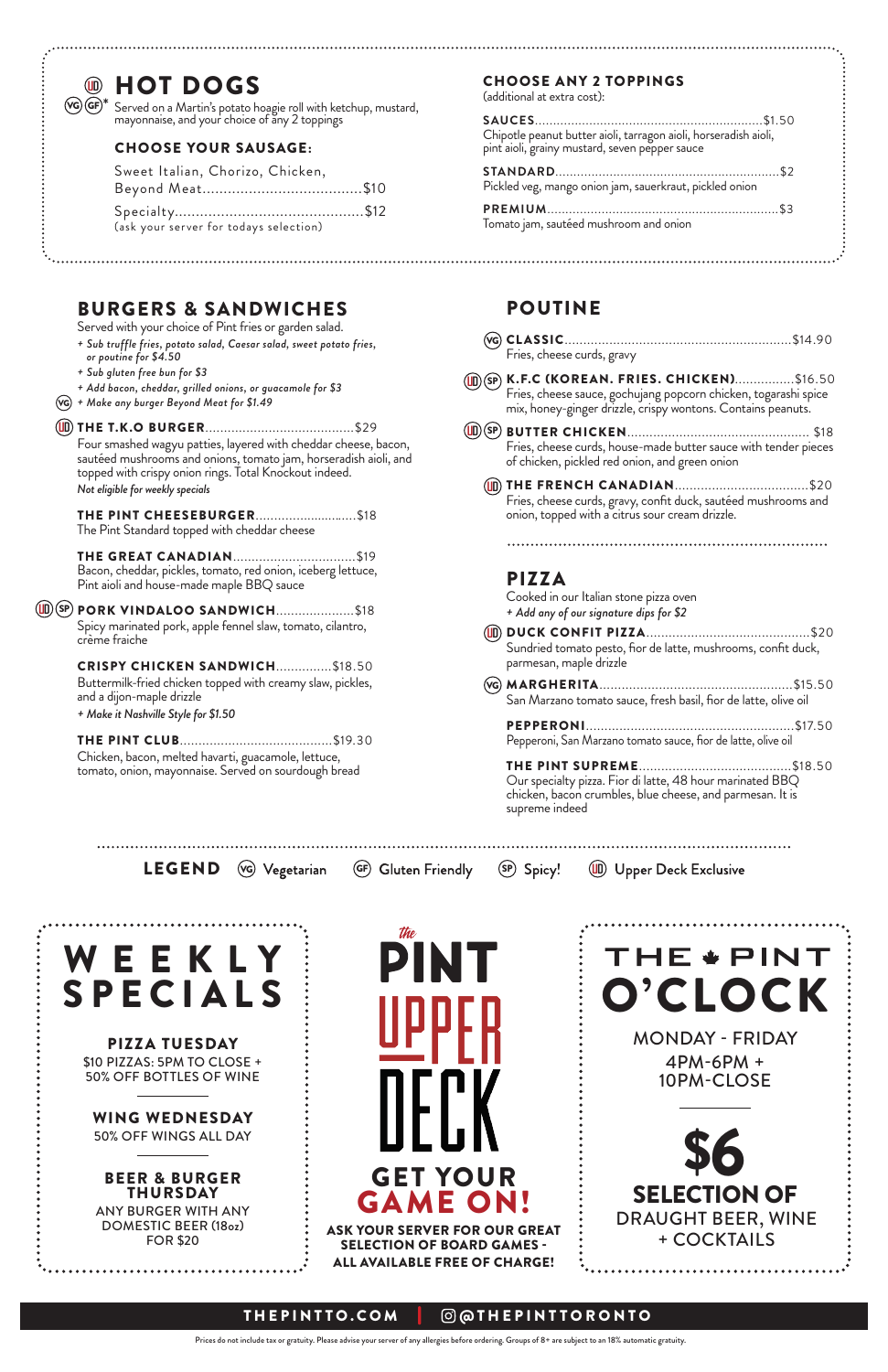## (UD) HOT DOGS

(VG) (GF)* Served on a Martin's potato hoagie roll with ketchup, mustard, mayonnaise, and your choice of any 2 toppings

### CHOOSE YOUR SAUSAGE:

Sweet Italian, Chorizo, Chicken, Beyond Meat....................$10

Specialty....................$12
(ask your server for todays selection)

### CHOOSE ANY 2 TOPPINGS

(additional at extra cost):

**SAUCES**....................$1.50
Chipotle peanut butter aioli, tarragon aioli, horseradish aioli, pint aioli, grainy mustard, seven pepper sauce

**STANDARD**....................$2
Pickled veg, mango onion jam, sauerkraut, pickled onion

**PREMIUM**....................$3
Tomato jam, sautéed mushroom and onion

## BURGERS & SANDWICHES

Served with your choice of Pint fries or garden salad.

- *+ Sub truffle fries, potato salad, Caesar salad, sweet potato fries, or poutine for $4.50*
- *+ Sub gluten free bun for $3*
- *+ Add bacon, cheddar, grilled onions, or guacamole for $3*
- (VG) *+ Make any burger Beyond Meat for $1.49*

(UD) **THE T.K.O BURGER**....................$29
Four smashed wagyu patties, layered with cheddar cheese, bacon, sautéed mushrooms and onions, tomato jam, horseradish aioli, and topped with crispy onion rings. Total Knockout indeed.
*Not eligible for weekly specials*

**THE PINT CHEESEBURGER**....................$18
The Pint Standard topped with cheddar cheese

**THE GREAT CANADIAN**....................$19
Bacon, cheddar, pickles, tomato, red onion, iceberg lettuce, Pint aioli and house-made maple BBQ sauce

(UD) (SP) **PORK VINDALOO SANDWICH**....................$18
Spicy marinated pork, apple fennel slaw, tomato, cilantro, crème fraiche

**CRISPY CHICKEN SANDWICH**....................$18.50
Buttermilk-fried chicken topped with creamy slaw, pickles, and a dijon-maple drizzle
*+ Make it Nashville Style for $1.50*

**THE PINT CLUB**....................$19.30
Chicken, bacon, melted havarti, guacamole, lettuce, tomato, onion, mayonnaise. Served on sourdough bread

## POUTINE

(VG) **CLASSIC**....................$14.90
Fries, cheese curds, gravy

(UD) (SP) **K.F.C (KOREAN. FRIES. CHICKEN)**....................$16.50
Fries, cheese sauce, gochujang popcorn chicken, togarashi spice mix, honey-ginger drizzle, crispy wontons. Contains peanuts.

(UD) (SP) **BUTTER CHICKEN**....................$18
Fries, cheese curds, house-made butter sauce with tender pieces of chicken, pickled red onion, and green onion

(UD) **THE FRENCH CANADIAN**....................$20
Fries, cheese curds, gravy, confit duck, sautéed mushrooms and onion, topped with a citrus sour cream drizzle.

## PIZZA

Cooked in our Italian stone pizza oven
*+ Add any of our signature dips for $2*

(UD) **DUCK CONFIT PIZZA**....................$20
Sundried tomato pesto, fior de latte, mushrooms, confit duck, parmesan, maple drizzle

(VG) **MARGHERITA**....................$15.50
San Marzano tomato sauce, fresh basil, fior de latte, olive oil

**PEPPERONI**....................$17.50
Pepperoni, San Marzano tomato sauce, fior de latte, olive oil

**THE PINT SUPREME**....................$18.50
Our specialty pizza. Fior di latte, 48 hour marinated BBQ chicken, bacon crumbles, blue cheese, and parmesan. It is supreme indeed

**LEGEND** (VG) Vegetarian (GF) Gluten Friendly (SP) Spicy! (UD) Upper Deck Exclusive

## WEEKLY SPECIALS

**PIZZA TUESDAY**
$10 PIZZAS: 5PM TO CLOSE + 50% OFF BOTTLES OF WINE

**WING WEDNESDAY**
50% OFF WINGS ALL DAY

**BEER & BURGER THURSDAY**
ANY BURGER WITH ANY DOMESTIC BEER (18oz) FOR $20

## the PINT UPPER DECK

**GET YOUR GAME ON!**

ASK YOUR SERVER FOR OUR GREAT SELECTION OF BOARD GAMES - ALL AVAILABLE FREE OF CHARGE!

## THE PINT O'CLOCK

MONDAY - FRIDAY
4PM-6PM + 10PM-CLOSE

**$6**
**SELECTION OF**
DRAUGHT BEER, WINE + COCKTAILS

THEPINTTO.COM | @THEPINTTORONTO

Prices do not include tax or gratuity. Please advise your server of any allergies before ordering. Groups of 8+ are subject to an 18% automatic gratuity.